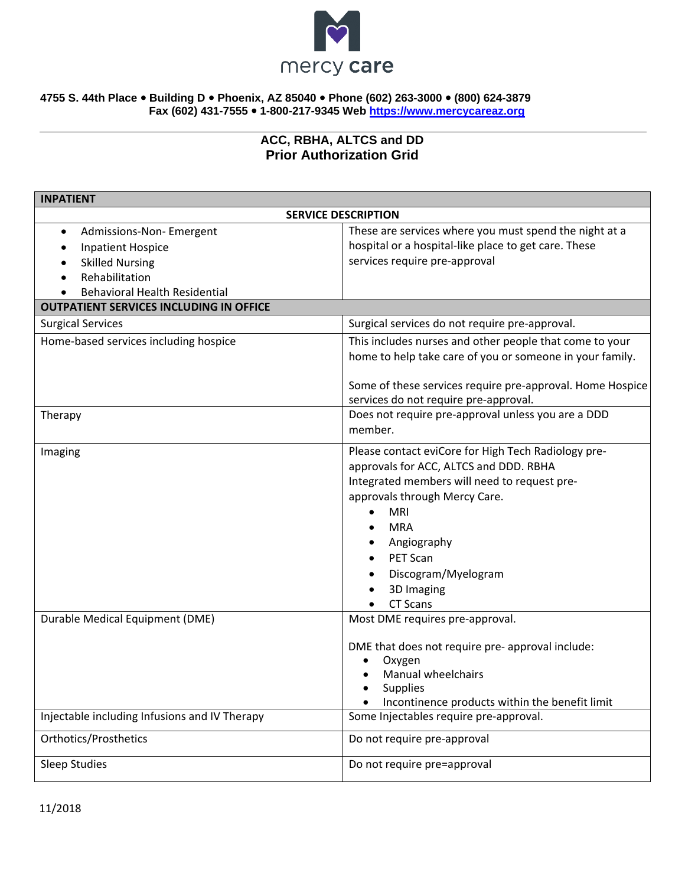mercy care

**4755 S. 44th Place • Building D • Phoenix, AZ 85040 • Phone (602) 263-3000 • (800) 624-3879**
**Fax (602) 431-7555 • 1-800-217-9345 Web [https://www.mercycareaz.org](https://www.mercycareaz.org)**

---

## ACC, RBHA, ALTCS and DD
## Prior Authorization Grid

| **INPATIENT** | |
|---|---|
| **SERVICE DESCRIPTION** | |
| • Admissions-Non- Emergent<br>• Inpatient Hospice<br>• Skilled Nursing<br>• Rehabilitation<br>• Behavioral Health Residential | These are services where you must spend the night at a hospital or a hospital-like place to get care. These services require pre-approval |
| **OUTPATIENT SERVICES INCLUDING IN OFFICE** | |
| Surgical Services | Surgical services do not require pre-approval. |
| Home-based services including hospice | This includes nurses and other people that come to your home to help take care of you or someone in your family.<br><br>Some of these services require pre-approval. Home Hospice services do not require pre-approval. |
| Therapy | Does not require pre-approval unless you are a DDD member. |
| Imaging | Please contact eviCore for High Tech Radiology pre-approvals for ACC, ALTCS and DDD. RBHA Integrated members will need to request pre-approvals through Mercy Care.<br>• MRI<br>• MRA<br>• Angiography<br>• PET Scan<br>• Discogram/Myelogram<br>• 3D Imaging<br>• CT Scans |
| Durable Medical Equipment (DME) | Most DME requires pre-approval.<br><br>DME that does not require pre- approval include:<br>• Oxygen<br>• Manual wheelchairs<br>• Supplies<br>• Incontinence products within the benefit limit |
| Injectable including Infusions and IV Therapy | Some Injectables require pre-approval. |
| Orthotics/Prosthetics | Do not require pre-approval |
| Sleep Studies | Do not require pre=approval |

11/2018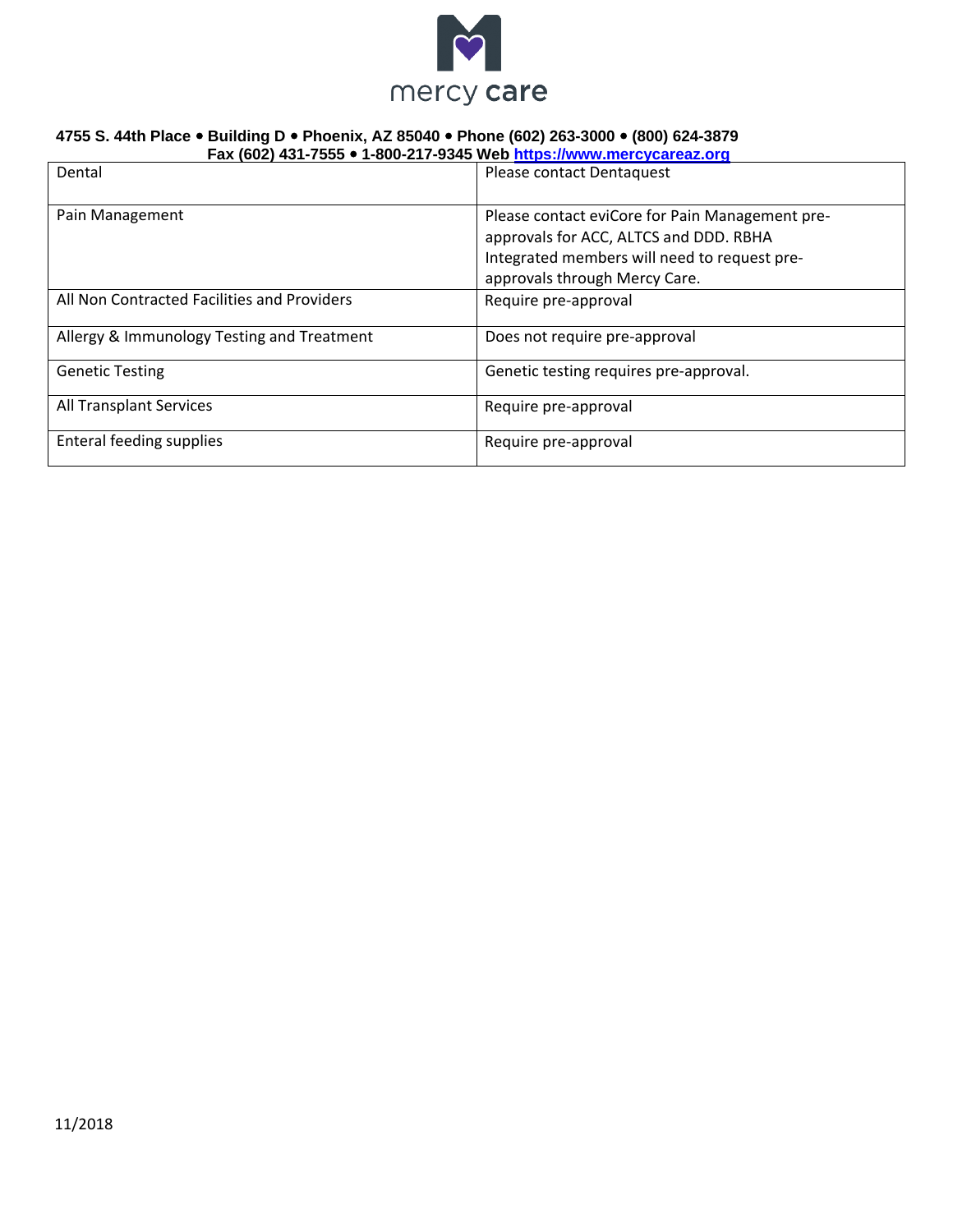mercy care

**4755 S. 44th Place • Building D • Phoenix, AZ 85040 • Phone (602) 263-3000 • (800) 624-3879**
**Fax (602) 431-7555 • 1-800-217-9345 Web [https://www.mercycareaz.org](https://www.mercycareaz.org)**

| | |
|---|---|
| Dental | Please contact Dentaquest |
| Pain Management | Please contact eviCore for Pain Management pre-approvals for ACC, ALTCS and DDD. RBHA Integrated members will need to request pre-approvals through Mercy Care. |
| All Non Contracted Facilities and Providers | Require pre-approval |
| Allergy & Immunology Testing and Treatment | Does not require pre-approval |
| Genetic Testing | Genetic testing requires pre-approval. |
| All Transplant Services | Require pre-approval |
| Enteral feeding supplies | Require pre-approval |

11/2018